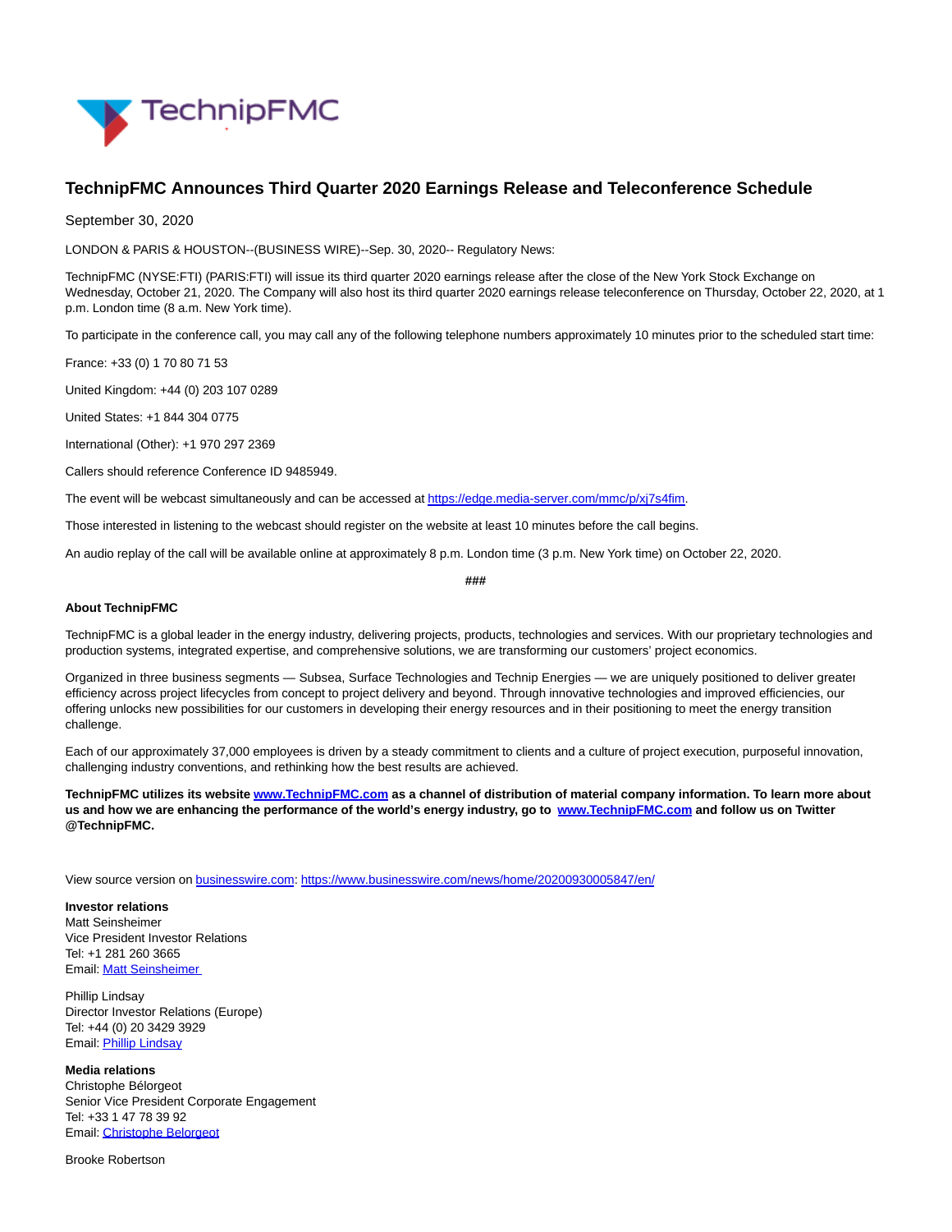# TechnipFMC Announces Third Quarter 2020 Earnings Release and Teleconference Schedule

September 30, 2020

LONDON & PARIS & HOUSTON--(BUSINESS WIRE)--Sep. 30, 2020-- Regulatory News:

TechnipFMC (NYSE:FTI) (PARIS:FTI) will issue its third quarter 2020 earnings release after the close of the New York Stock Exchange on Wednesday, October 21, 2020. The Company will also host its third quarter 2020 earnings release teleconference on Thursday, October 22, 2020, at 1 p.m. London time (8 a.m. New York time).

To participate in the conference call, you may call any of the following telephone numbers approximately 10 minutes prior to the scheduled start time:

France: +33 (0) 1 70 80 71 53

United Kingdom: +44 (0) 203 107 0289

United States: +1 844 304 0775

International (Other): +1 970 297 2369

Callers should reference Conference ID 9485949.

The event will be webcast simultaneously and can be accessed at https://edge.media-server.com/mmc/p/xj7s4fim.

Those interested in listening to the webcast should register on the website at least 10 minutes before the call begins.

An audio replay of the call will be available online at approximately 8 p.m. London time (3 p.m. New York time) on October 22, 2020.

###

**About TechnipFMC**

TechnipFMC is a global leader in the energy industry, delivering projects, products, technologies and services. With our proprietary technologies and production systems, integrated expertise, and comprehensive solutions, we are transforming our customers' project economics.

Organized in three business segments — Subsea, Surface Technologies and Technip Energies — we are uniquely positioned to deliver greater efficiency across project lifecycles from concept to project delivery and beyond. Through innovative technologies and improved efficiencies, our offering unlocks new possibilities for our customers in developing their energy resources and in their positioning to meet the energy transition challenge.

Each of our approximately 37,000 employees is driven by a steady commitment to clients and a culture of project execution, purposeful innovation, challenging industry conventions, and rethinking how the best results are achieved.

**TechnipFMC utilizes its website www.TechnipFMC.com as a channel of distribution of material company information. To learn more about us and how we are enhancing the performance of the world's energy industry, go to www.TechnipFMC.com and follow us on Twitter @TechnipFMC.**

View source version on businesswire.com: https://www.businesswire.com/news/home/20200930005847/en/

**Investor relations**
Matt Seinsheimer
Vice President Investor Relations
Tel: +1 281 260 3665
Email: Matt Seinsheimer

Phillip Lindsay
Director Investor Relations (Europe)
Tel: +44 (0) 20 3429 3929
Email: Phillip Lindsay

**Media relations**
Christophe Bélorgeot
Senior Vice President Corporate Engagement
Tel: +33 1 47 78 39 92
Email: Christophe Belorgeot

Brooke Robertson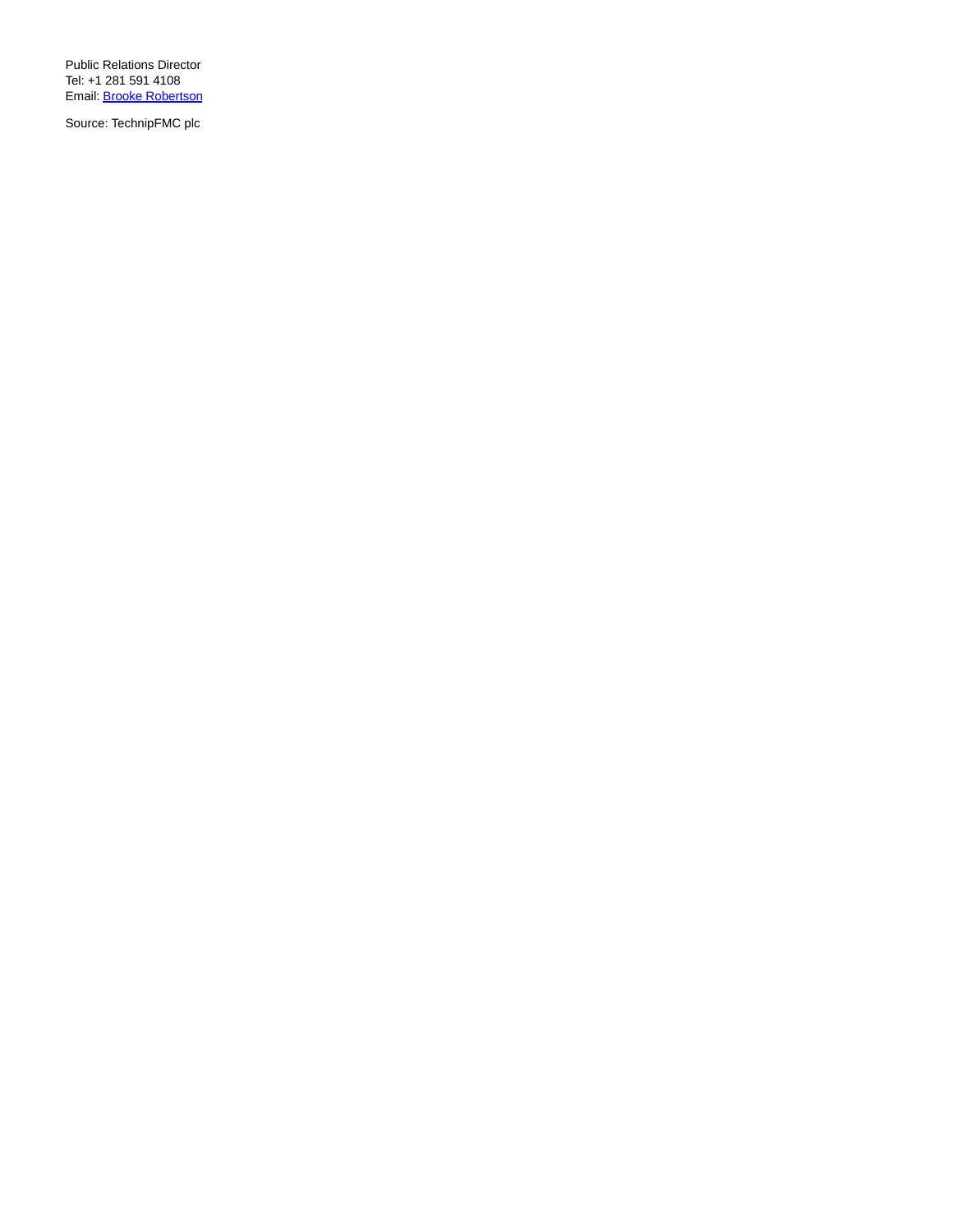Public Relations Director
Tel: +1 281 591 4108
Email: [Brooke Robertson]

Source: TechnipFMC plc